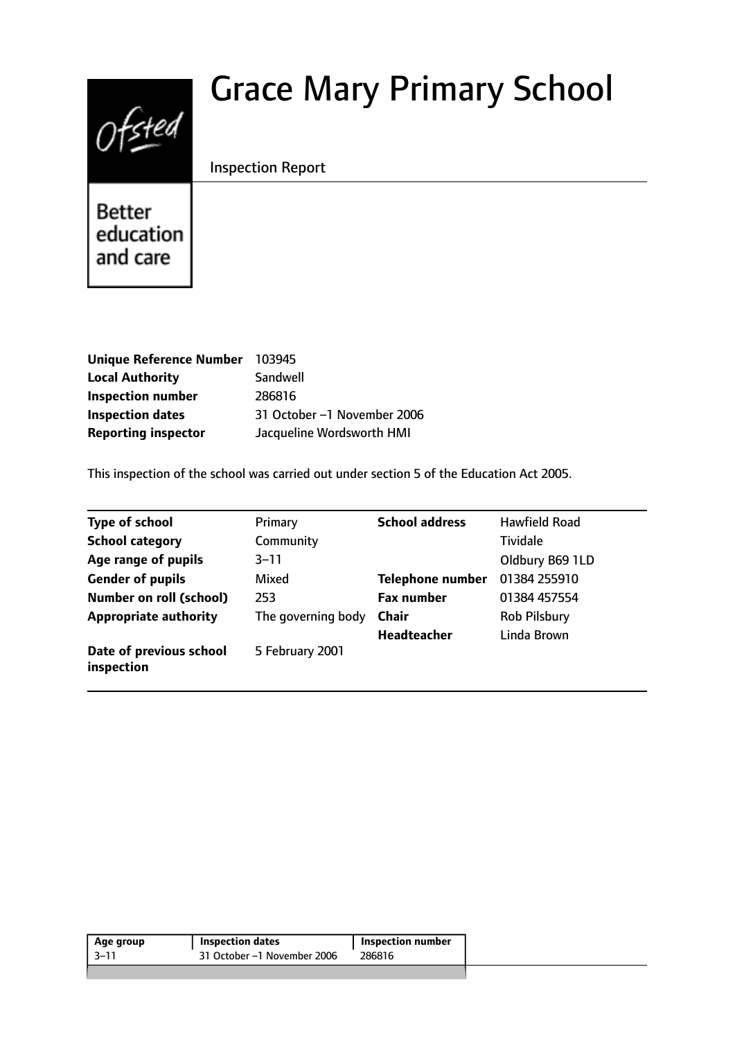# Grace Mary Primary School

Inspection Report

Better education and care

| | |
|---|---|
| **Unique Reference Number** | 103945 |
| **Local Authority** | Sandwell |
| **Inspection number** | 286816 |
| **Inspection dates** | 31 October –1 November 2006 |
| **Reporting inspector** | Jacqueline Wordsworth HMI |

This inspection of the school was carried out under section 5 of the Education Act 2005.

| | | | |
|---|---|---|---|
| **Type of school** | Primary | **School address** | Hawfield Road |
| **School category** | Community | | Tividale |
| **Age range of pupils** | 3–11 | | Oldbury B69 1LD |
| **Gender of pupils** | Mixed | **Telephone number** | 01384 255910 |
| **Number on roll (school)** | 253 | **Fax number** | 01384 457554 |
| **Appropriate authority** | The governing body | **Chair** | Rob Pilsbury |
| | | **Headteacher** | Linda Brown |
| **Date of previous school inspection** | 5 February 2001 | | |

| Age group | Inspection dates | Inspection number |
|---|---|---|
| 3–11 | 31 October –1 November 2006 | 286816 |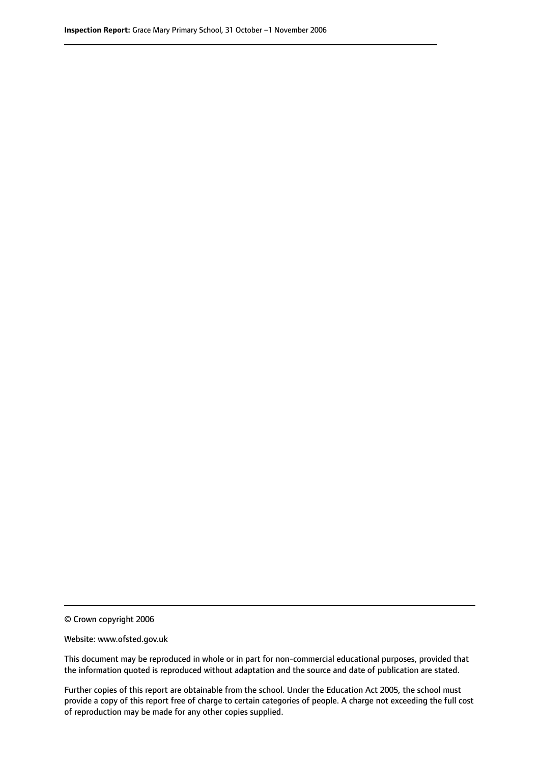© Crown copyright 2006

Website: www.ofsted.gov.uk

This document may be reproduced in whole or in part for non-commercial educational purposes, provided that the information quoted is reproduced without adaptation and the source and date of publication are stated.

Further copies of this report are obtainable from the school. Under the Education Act 2005, the school must provide a copy of this report free of charge to certain categories of people. A charge not exceeding the full cost of reproduction may be made for any other copies supplied.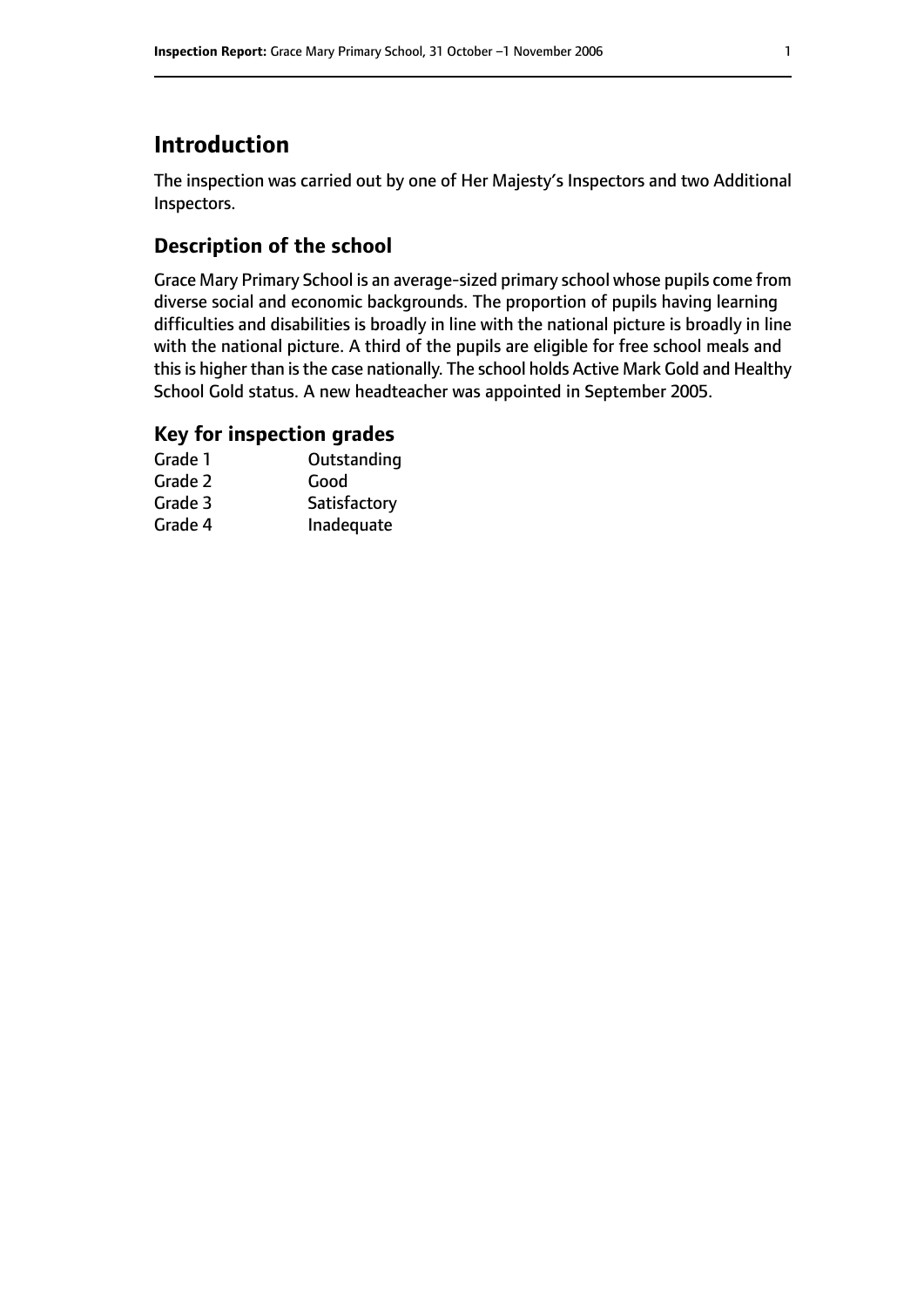# Introduction

The inspection was carried out by one of Her Majesty's Inspectors and two Additional Inspectors.

## Description of the school

Grace Mary Primary School is an average-sized primary school whose pupils come from diverse social and economic backgrounds. The proportion of pupils having learning difficulties and disabilities is broadly in line with the national picture is broadly in line with the national picture. A third of the pupils are eligible for free school meals and this is higher than is the case nationally. The school holds Active Mark Gold and Healthy School Gold status. A new headteacher was appointed in September 2005.

## Key for inspection grades

| | |
|---|---|
| Grade 1 | Outstanding |
| Grade 2 | Good |
| Grade 3 | Satisfactory |
| Grade 4 | Inadequate |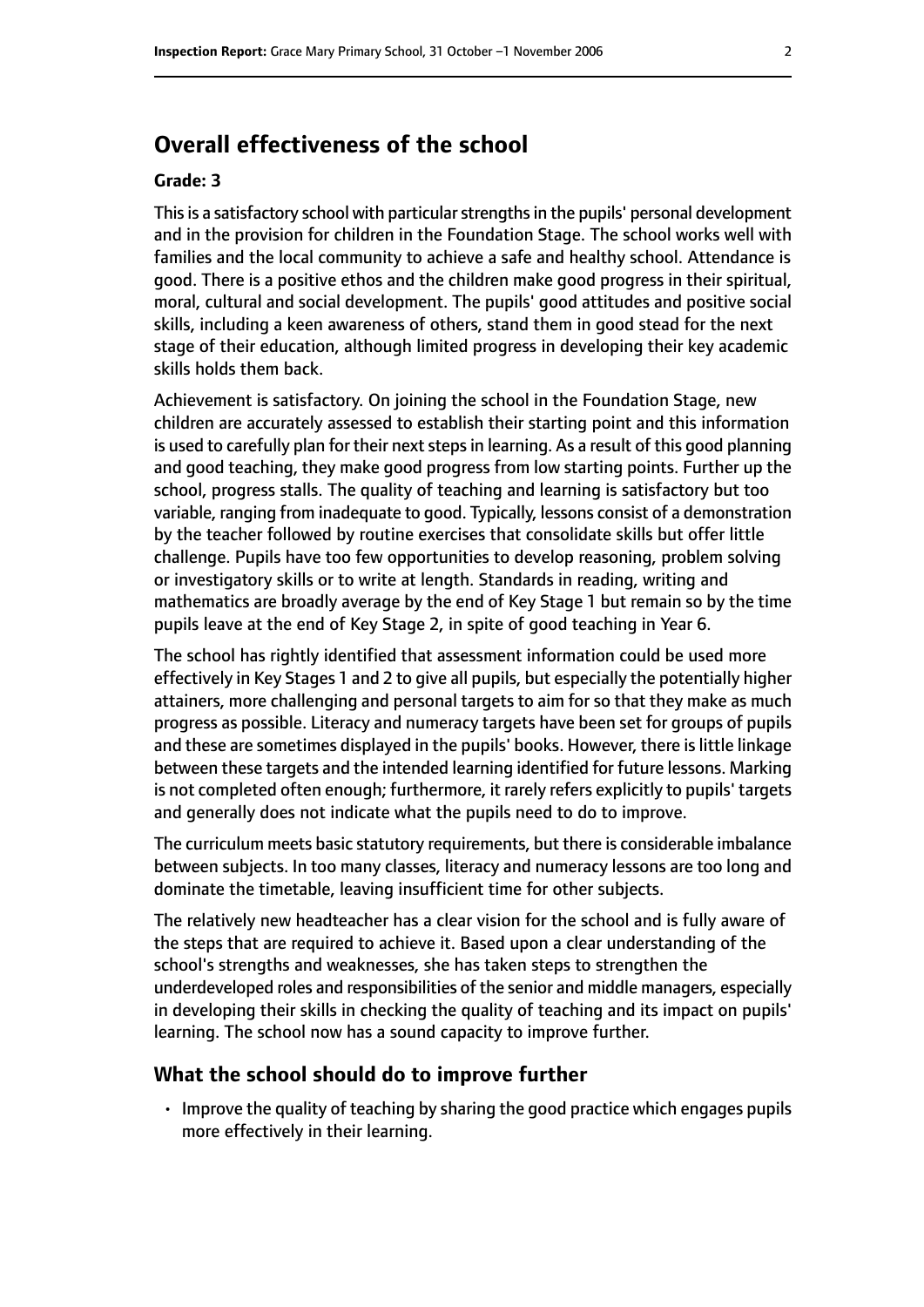## Overall effectiveness of the school

### Grade: 3

This is a satisfactory school with particular strengths in the pupils' personal development and in the provision for children in the Foundation Stage. The school works well with families and the local community to achieve a safe and healthy school. Attendance is good. There is a positive ethos and the children make good progress in their spiritual, moral, cultural and social development. The pupils' good attitudes and positive social skills, including a keen awareness of others, stand them in good stead for the next stage of their education, although limited progress in developing their key academic skills holds them back.

Achievement is satisfactory. On joining the school in the Foundation Stage, new children are accurately assessed to establish their starting point and this information is used to carefully plan for their next steps in learning. As a result of this good planning and good teaching, they make good progress from low starting points. Further up the school, progress stalls. The quality of teaching and learning is satisfactory but too variable, ranging from inadequate to good. Typically, lessons consist of a demonstration by the teacher followed by routine exercises that consolidate skills but offer little challenge. Pupils have too few opportunities to develop reasoning, problem solving or investigatory skills or to write at length. Standards in reading, writing and mathematics are broadly average by the end of Key Stage 1 but remain so by the time pupils leave at the end of Key Stage 2, in spite of good teaching in Year 6.

The school has rightly identified that assessment information could be used more effectively in Key Stages 1 and 2 to give all pupils, but especially the potentially higher attainers, more challenging and personal targets to aim for so that they make as much progress as possible. Literacy and numeracy targets have been set for groups of pupils and these are sometimes displayed in the pupils' books. However, there is little linkage between these targets and the intended learning identified for future lessons. Marking is not completed often enough; furthermore, it rarely refers explicitly to pupils' targets and generally does not indicate what the pupils need to do to improve.

The curriculum meets basic statutory requirements, but there is considerable imbalance between subjects. In too many classes, literacy and numeracy lessons are too long and dominate the timetable, leaving insufficient time for other subjects.

The relatively new headteacher has a clear vision for the school and is fully aware of the steps that are required to achieve it. Based upon a clear understanding of the school's strengths and weaknesses, she has taken steps to strengthen the underdeveloped roles and responsibilities of the senior and middle managers, especially in developing their skills in checking the quality of teaching and its impact on pupils' learning. The school now has a sound capacity to improve further.

### What the school should do to improve further

- Improve the quality of teaching by sharing the good practice which engages pupils more effectively in their learning.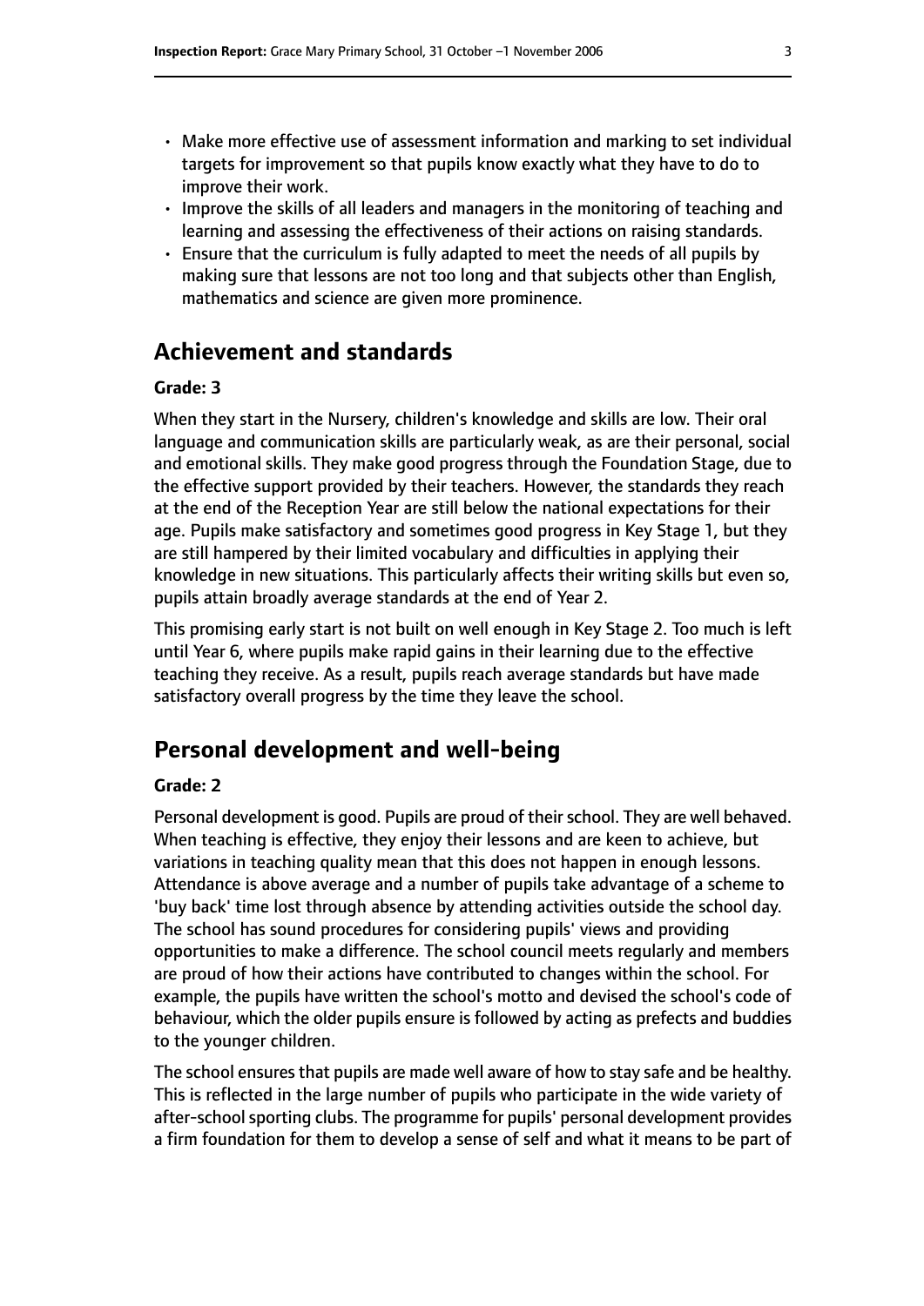- Make more effective use of assessment information and marking to set individual targets for improvement so that pupils know exactly what they have to do to improve their work.
- Improve the skills of all leaders and managers in the monitoring of teaching and learning and assessing the effectiveness of their actions on raising standards.
- Ensure that the curriculum is fully adapted to meet the needs of all pupils by making sure that lessons are not too long and that subjects other than English, mathematics and science are given more prominence.

## Achievement and standards

#### Grade: 3

When they start in the Nursery, children's knowledge and skills are low. Their oral language and communication skills are particularly weak, as are their personal, social and emotional skills. They make good progress through the Foundation Stage, due to the effective support provided by their teachers. However, the standards they reach at the end of the Reception Year are still below the national expectations for their age. Pupils make satisfactory and sometimes good progress in Key Stage 1, but they are still hampered by their limited vocabulary and difficulties in applying their knowledge in new situations. This particularly affects their writing skills but even so, pupils attain broadly average standards at the end of Year 2.

This promising early start is not built on well enough in Key Stage 2. Too much is left until Year 6, where pupils make rapid gains in their learning due to the effective teaching they receive. As a result, pupils reach average standards but have made satisfactory overall progress by the time they leave the school.

## Personal development and well-being

#### Grade: 2

Personal development is good. Pupils are proud of their school. They are well behaved. When teaching is effective, they enjoy their lessons and are keen to achieve, but variations in teaching quality mean that this does not happen in enough lessons. Attendance is above average and a number of pupils take advantage of a scheme to 'buy back' time lost through absence by attending activities outside the school day. The school has sound procedures for considering pupils' views and providing opportunities to make a difference. The school council meets regularly and members are proud of how their actions have contributed to changes within the school. For example, the pupils have written the school's motto and devised the school's code of behaviour, which the older pupils ensure is followed by acting as prefects and buddies to the younger children.

The school ensures that pupils are made well aware of how to stay safe and be healthy. This is reflected in the large number of pupils who participate in the wide variety of after-school sporting clubs. The programme for pupils' personal development provides a firm foundation for them to develop a sense of self and what it means to be part of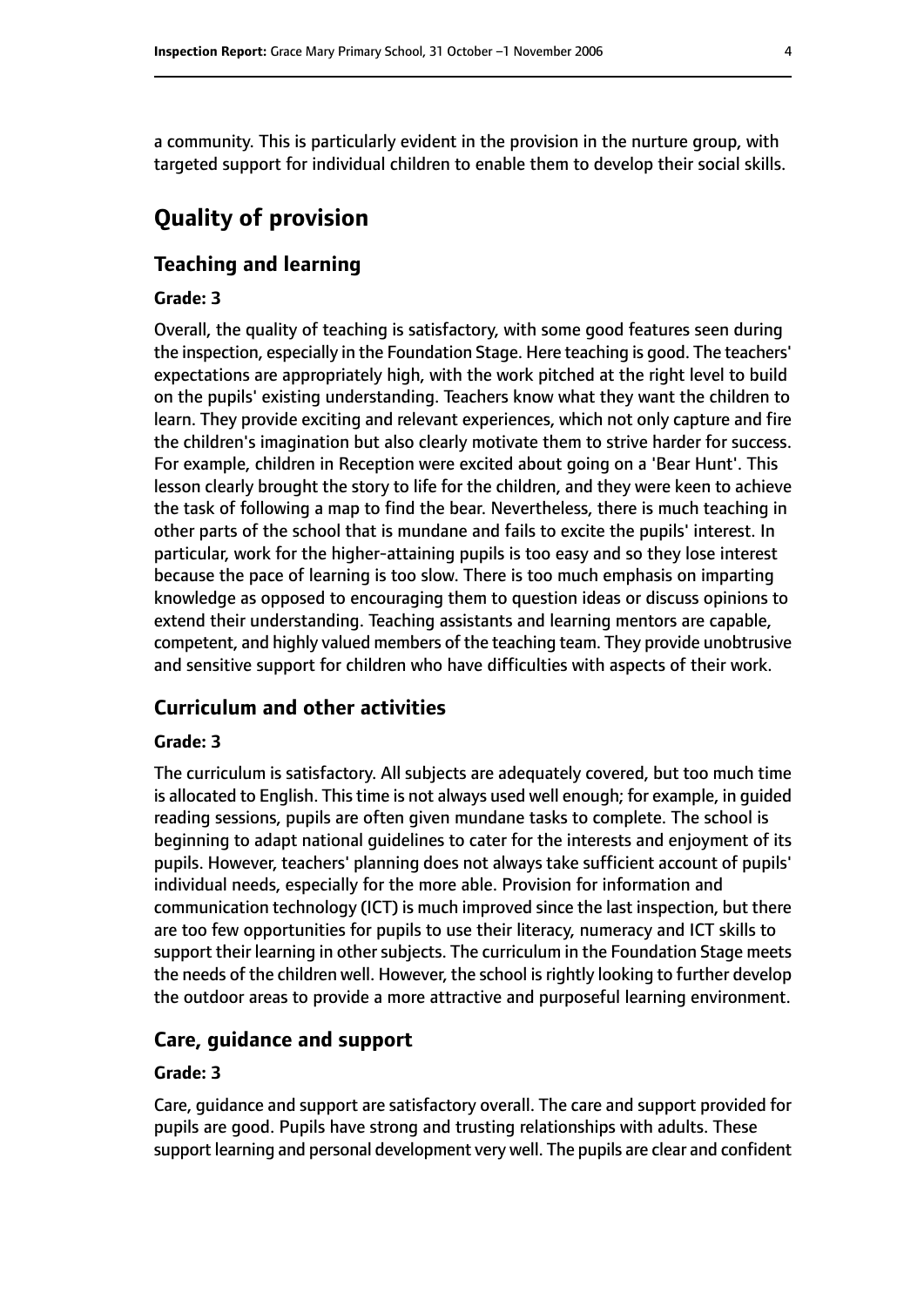a community. This is particularly evident in the provision in the nurture group, with targeted support for individual children to enable them to develop their social skills.

# Quality of provision

## Teaching and learning

### Grade: 3

Overall, the quality of teaching is satisfactory, with some good features seen during the inspection, especially in the Foundation Stage. Here teaching is good. The teachers' expectations are appropriately high, with the work pitched at the right level to build on the pupils' existing understanding. Teachers know what they want the children to learn. They provide exciting and relevant experiences, which not only capture and fire the children's imagination but also clearly motivate them to strive harder for success. For example, children in Reception were excited about going on a 'Bear Hunt'. This lesson clearly brought the story to life for the children, and they were keen to achieve the task of following a map to find the bear. Nevertheless, there is much teaching in other parts of the school that is mundane and fails to excite the pupils' interest. In particular, work for the higher-attaining pupils is too easy and so they lose interest because the pace of learning is too slow. There is too much emphasis on imparting knowledge as opposed to encouraging them to question ideas or discuss opinions to extend their understanding. Teaching assistants and learning mentors are capable, competent, and highly valued members of the teaching team. They provide unobtrusive and sensitive support for children who have difficulties with aspects of their work.

## Curriculum and other activities

### Grade: 3

The curriculum is satisfactory. All subjects are adequately covered, but too much time is allocated to English. This time is not always used well enough; for example, in guided reading sessions, pupils are often given mundane tasks to complete. The school is beginning to adapt national guidelines to cater for the interests and enjoyment of its pupils. However, teachers' planning does not always take sufficient account of pupils' individual needs, especially for the more able. Provision for information and communication technology (ICT) is much improved since the last inspection, but there are too few opportunities for pupils to use their literacy, numeracy and ICT skills to support their learning in other subjects. The curriculum in the Foundation Stage meets the needs of the children well. However, the school is rightly looking to further develop the outdoor areas to provide a more attractive and purposeful learning environment.

## Care, guidance and support

### Grade: 3

Care, guidance and support are satisfactory overall. The care and support provided for pupils are good. Pupils have strong and trusting relationships with adults. These support learning and personal development very well. The pupils are clear and confident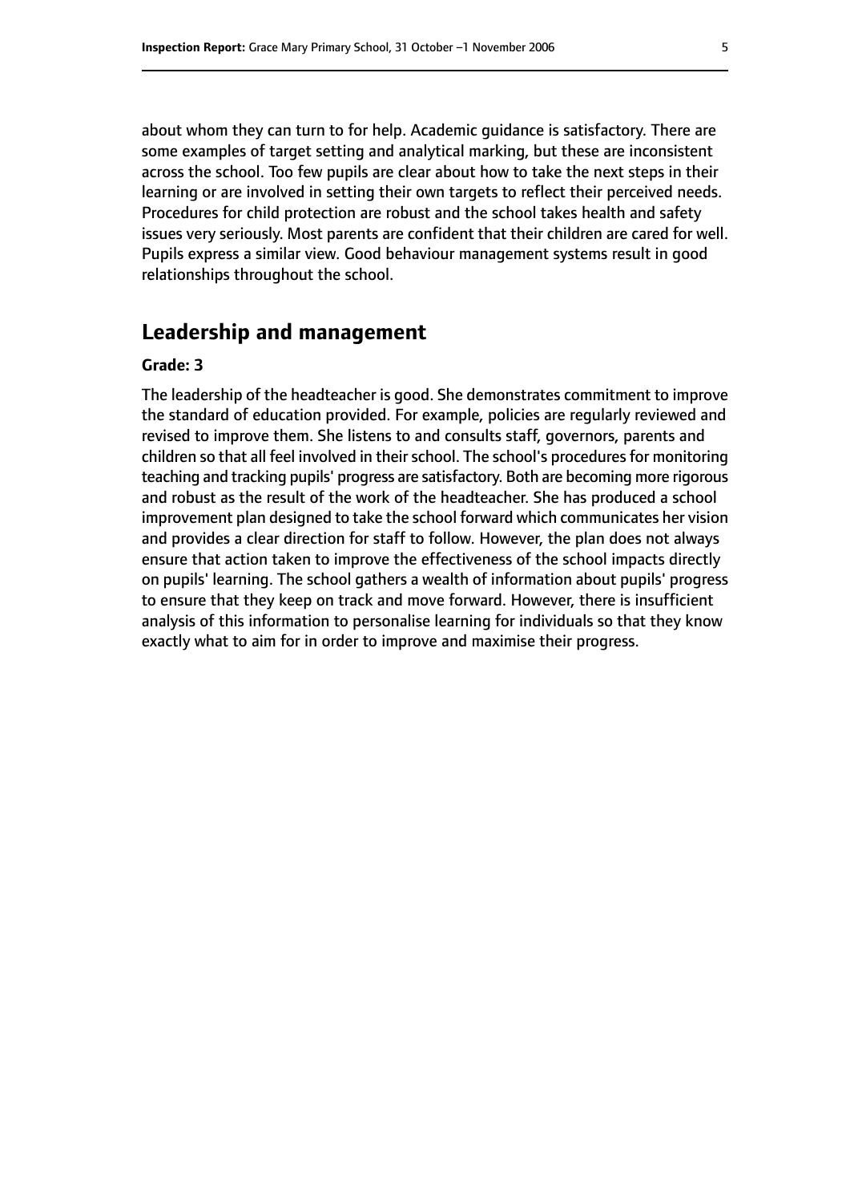about whom they can turn to for help. Academic guidance is satisfactory. There are some examples of target setting and analytical marking, but these are inconsistent across the school. Too few pupils are clear about how to take the next steps in their learning or are involved in setting their own targets to reflect their perceived needs. Procedures for child protection are robust and the school takes health and safety issues very seriously. Most parents are confident that their children are cared for well. Pupils express a similar view. Good behaviour management systems result in good relationships throughout the school.

## Leadership and management

**Grade: 3**

The leadership of the headteacher is good. She demonstrates commitment to improve the standard of education provided. For example, policies are regularly reviewed and revised to improve them. She listens to and consults staff, governors, parents and children so that all feel involved in their school. The school's procedures for monitoring teaching and tracking pupils' progress are satisfactory. Both are becoming more rigorous and robust as the result of the work of the headteacher. She has produced a school improvement plan designed to take the school forward which communicates her vision and provides a clear direction for staff to follow. However, the plan does not always ensure that action taken to improve the effectiveness of the school impacts directly on pupils' learning. The school gathers a wealth of information about pupils' progress to ensure that they keep on track and move forward. However, there is insufficient analysis of this information to personalise learning for individuals so that they know exactly what to aim for in order to improve and maximise their progress.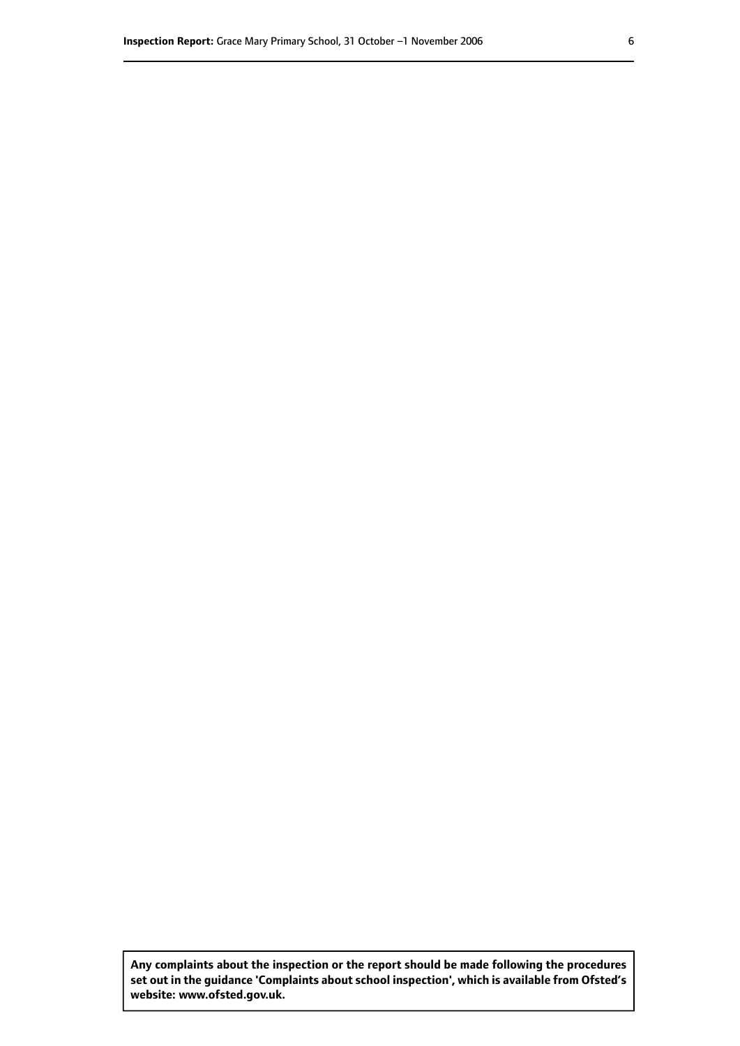**Any complaints about the inspection or the report should be made following the procedures set out in the guidance 'Complaints about school inspection', which is available from Ofsted's website: www.ofsted.gov.uk.**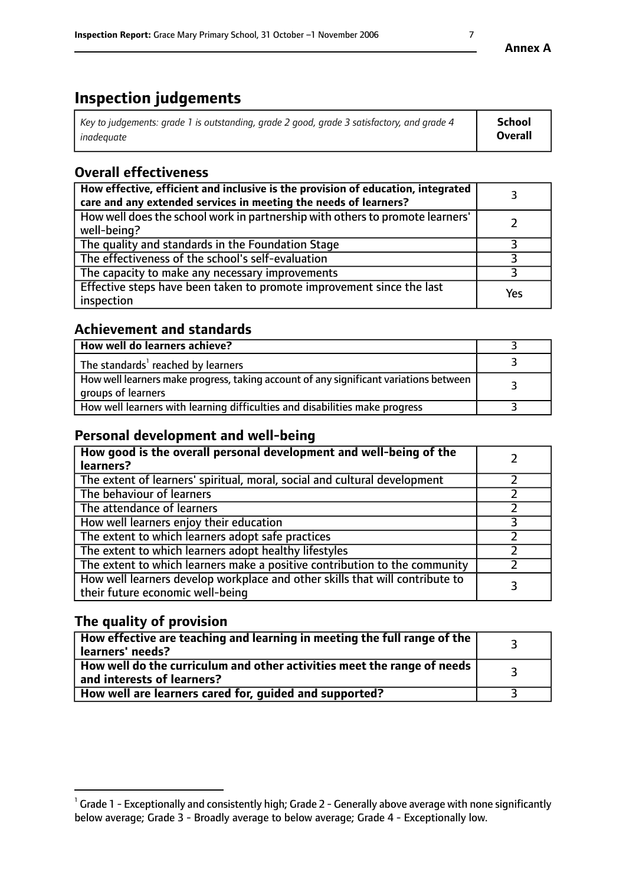**Annex A**

# Inspection judgements

| *Key to judgements: grade 1 is outstanding, grade 2 good, grade 3 satisfactory, and grade 4 inadequate* | **School Overall** |
|---|---|

## Overall effectiveness

| | |
|---|---|
| **How effective, efficient and inclusive is the provision of education, integrated care and any extended services in meeting the needs of learners?** | 3 |
| How well does the school work in partnership with others to promote learners' well-being? | 2 |
| The quality and standards in the Foundation Stage | 3 |
| The effectiveness of the school's self-evaluation | 3 |
| The capacity to make any necessary improvements | 3 |
| Effective steps have been taken to promote improvement since the last inspection | Yes |

## Achievement and standards

| | |
|---|---|
| **How well do learners achieve?** | 3 |
| The standards[1] reached by learners | 3 |
| How well learners make progress, taking account of any significant variations between groups of learners | 3 |
| How well learners with learning difficulties and disabilities make progress | 3 |

## Personal development and well-being

| | |
|---|---|
| **How good is the overall personal development and well-being of the learners?** | 2 |
| The extent of learners' spiritual, moral, social and cultural development | 2 |
| The behaviour of learners | 2 |
| The attendance of learners | 2 |
| How well learners enjoy their education | 3 |
| The extent to which learners adopt safe practices | 2 |
| The extent to which learners adopt healthy lifestyles | 2 |
| The extent to which learners make a positive contribution to the community | 2 |
| How well learners develop workplace and other skills that will contribute to their future economic well-being | 3 |

## The quality of provision

| | |
|---|---|
| **How effective are teaching and learning in meeting the full range of the learners' needs?** | 3 |
| **How well do the curriculum and other activities meet the range of needs and interests of learners?** | 3 |
| **How well are learners cared for, guided and supported?** | 3 |

[1] Grade 1 - Exceptionally and consistently high; Grade 2 - Generally above average with none significantly below average; Grade 3 - Broadly average to below average; Grade 4 - Exceptionally low.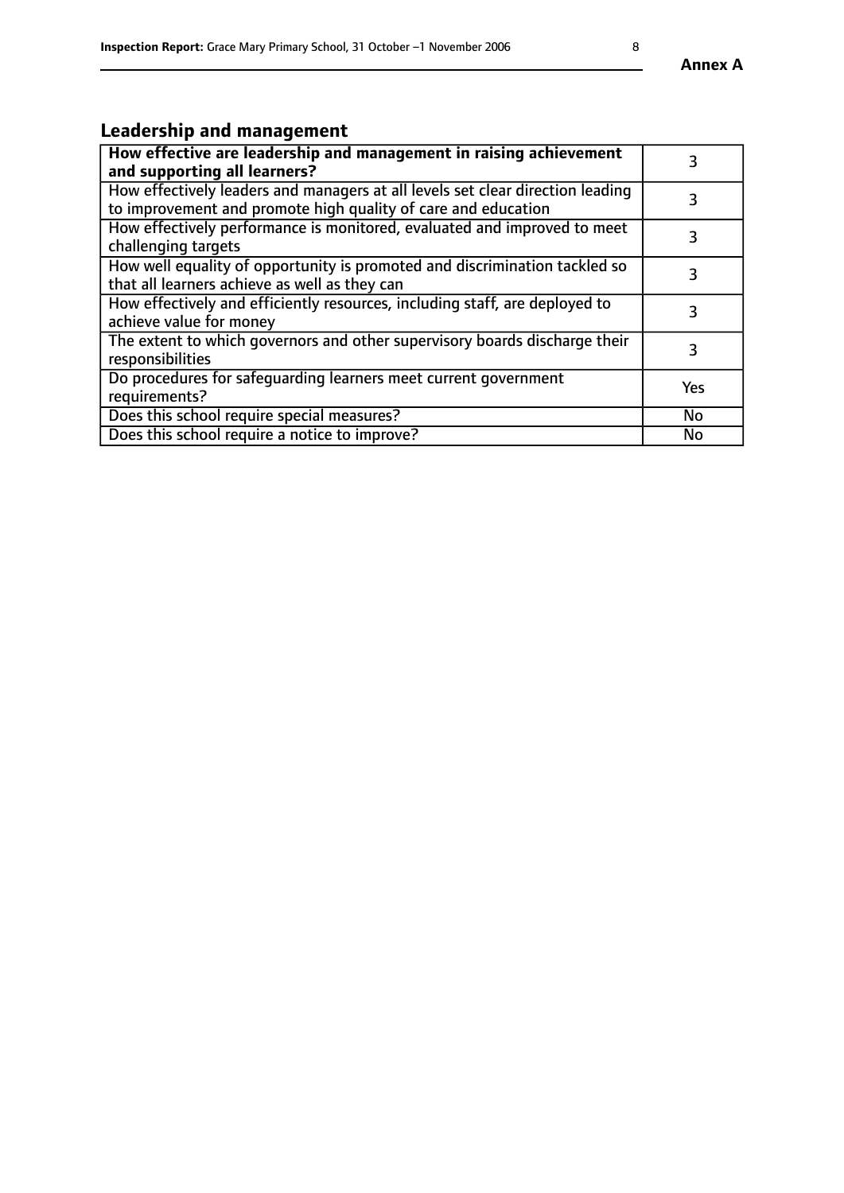## Leadership and management

| **How effective are leadership and management in raising achievement and supporting all learners?** | 3 |
|---|---|
| How effectively leaders and managers at all levels set clear direction leading to improvement and promote high quality of care and education | 3 |
| How effectively performance is monitored, evaluated and improved to meet challenging targets | 3 |
| How well equality of opportunity is promoted and discrimination tackled so that all learners achieve as well as they can | 3 |
| How effectively and efficiently resources, including staff, are deployed to achieve value for money | 3 |
| The extent to which governors and other supervisory boards discharge their responsibilities | 3 |
| Do procedures for safeguarding learners meet current government requirements? | Yes |
| Does this school require special measures? | No |
| Does this school require a notice to improve? | No |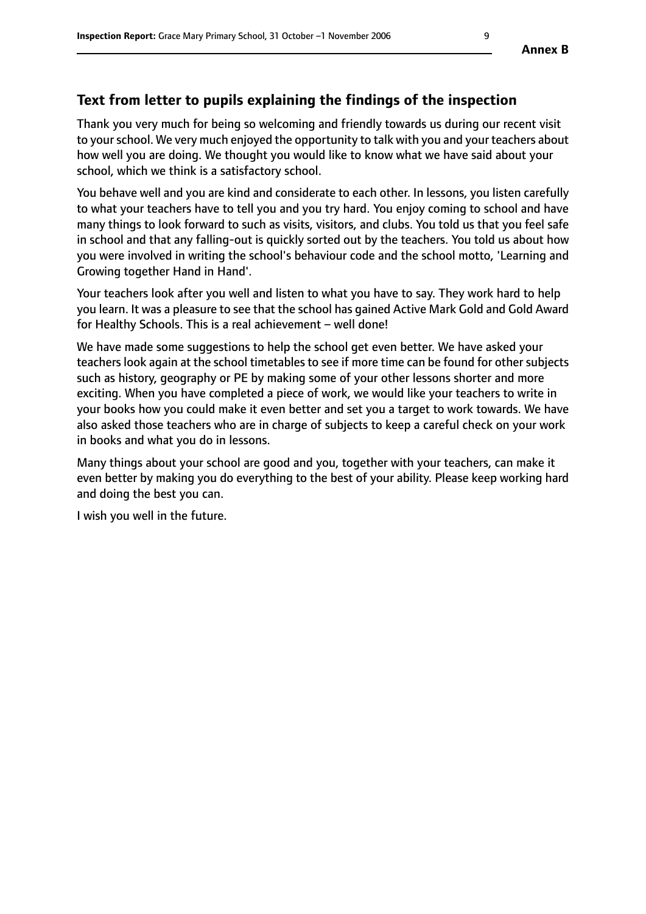## Text from letter to pupils explaining the findings of the inspection

Thank you very much for being so welcoming and friendly towards us during our recent visit to your school. We very much enjoyed the opportunity to talk with you and your teachers about how well you are doing. We thought you would like to know what we have said about your school, which we think is a satisfactory school.

You behave well and you are kind and considerate to each other. In lessons, you listen carefully to what your teachers have to tell you and you try hard. You enjoy coming to school and have many things to look forward to such as visits, visitors, and clubs. You told us that you feel safe in school and that any falling-out is quickly sorted out by the teachers. You told us about how you were involved in writing the school's behaviour code and the school motto, 'Learning and Growing together Hand in Hand'.

Your teachers look after you well and listen to what you have to say. They work hard to help you learn. It was a pleasure to see that the school has gained Active Mark Gold and Gold Award for Healthy Schools. This is a real achievement – well done!

We have made some suggestions to help the school get even better. We have asked your teachers look again at the school timetables to see if more time can be found for other subjects such as history, geography or PE by making some of your other lessons shorter and more exciting. When you have completed a piece of work, we would like your teachers to write in your books how you could make it even better and set you a target to work towards. We have also asked those teachers who are in charge of subjects to keep a careful check on your work in books and what you do in lessons.

Many things about your school are good and you, together with your teachers, can make it even better by making you do everything to the best of your ability. Please keep working hard and doing the best you can.

I wish you well in the future.